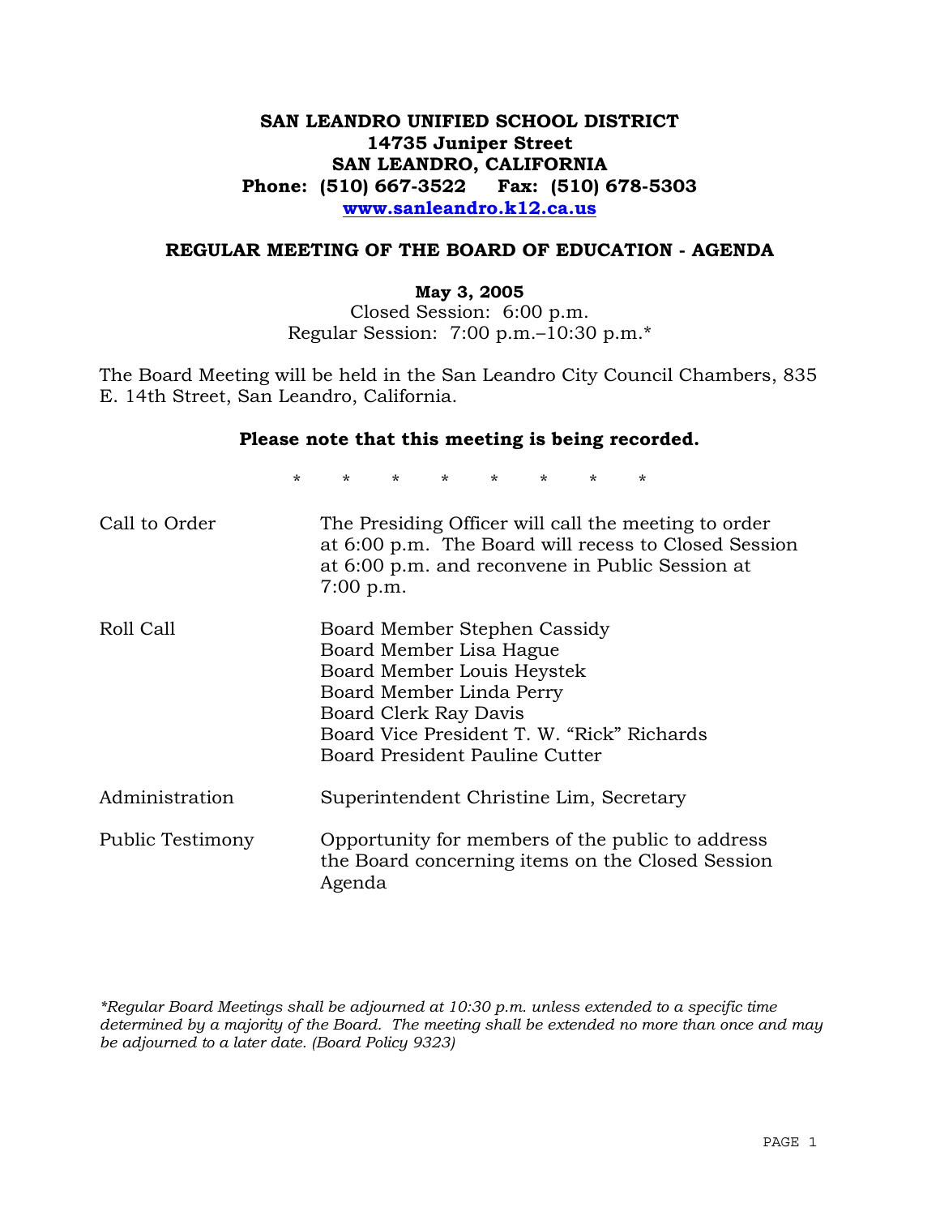**SAN LEANDRO UNIFIED SCHOOL DISTRICT**
**14735 Juniper Street**
**SAN LEANDRO, CALIFORNIA**
**Phone: (510) 667-3522 Fax: (510) 678-5303**
**www.sanleandro.k12.ca.us**

## REGULAR MEETING OF THE BOARD OF EDUCATION - AGENDA

**May 3, 2005**
Closed Session: 6:00 p.m.
Regular Session: 7:00 p.m.–10:30 p.m.*

The Board Meeting will be held in the San Leandro City Council Chambers, 835 E. 14th Street, San Leandro, California.

**Please note that this meeting is being recorded.**

\* \* \* \* \* \* \* \*

| | |
|---|---|
| Call to Order | The Presiding Officer will call the meeting to order at 6:00 p.m. The Board will recess to Closed Session at 6:00 p.m. and reconvene in Public Session at 7:00 p.m. |
| Roll Call | Board Member Stephen Cassidy<br>Board Member Lisa Hague<br>Board Member Louis Heystek<br>Board Member Linda Perry<br>Board Clerk Ray Davis<br>Board Vice President T. W. "Rick" Richards<br>Board President Pauline Cutter |
| Administration | Superintendent Christine Lim, Secretary |
| Public Testimony | Opportunity for members of the public to address the Board concerning items on the Closed Session Agenda |

*\*Regular Board Meetings shall be adjourned at 10:30 p.m. unless extended to a specific time determined by a majority of the Board. The meeting shall be extended no more than once and may be adjourned to a later date. (Board Policy 9323)*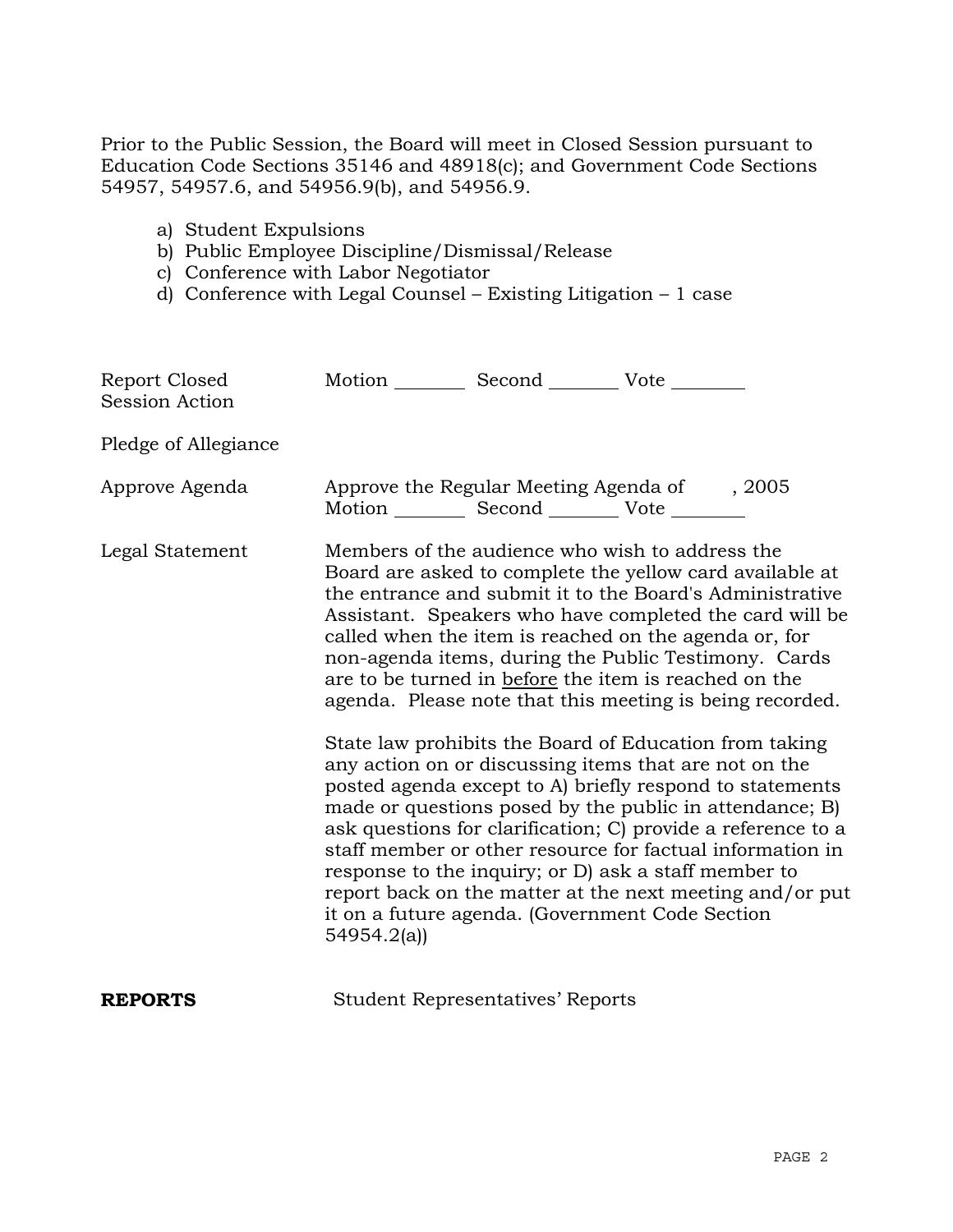Prior to the Public Session, the Board will meet in Closed Session pursuant to Education Code Sections 35146 and 48918(c); and Government Code Sections 54957, 54957.6, and 54956.9(b), and 54956.9.

a) Student Expulsions
b) Public Employee Discipline/Dismissal/Release
c) Conference with Labor Negotiator
d) Conference with Legal Counsel – Existing Litigation – 1 case

| | |
|---|---|
| Report Closed Session Action | Motion ________ Second ________ Vote ________ |
| Pledge of Allegiance | |
| Approve Agenda | Approve the Regular Meeting Agenda of , 2005<br>Motion ________ Second ________ Vote ________ |
| Legal Statement | Members of the audience who wish to address the Board are asked to complete the yellow card available at the entrance and submit it to the Board's Administrative Assistant. Speakers who have completed the card will be called when the item is reached on the agenda or, for non-agenda items, during the Public Testimony. Cards are to be turned in <u>before</u> the item is reached on the agenda. Please note that this meeting is being recorded.<br><br>State law prohibits the Board of Education from taking any action on or discussing items that are not on the posted agenda except to A) briefly respond to statements made or questions posed by the public in attendance; B) ask questions for clarification; C) provide a reference to a staff member or other resource for factual information in response to the inquiry; or D) ask a staff member to report back on the matter at the next meeting and/or put it on a future agenda. (Government Code Section 54954.2(a)) |

**REPORTS** Student Representatives' Reports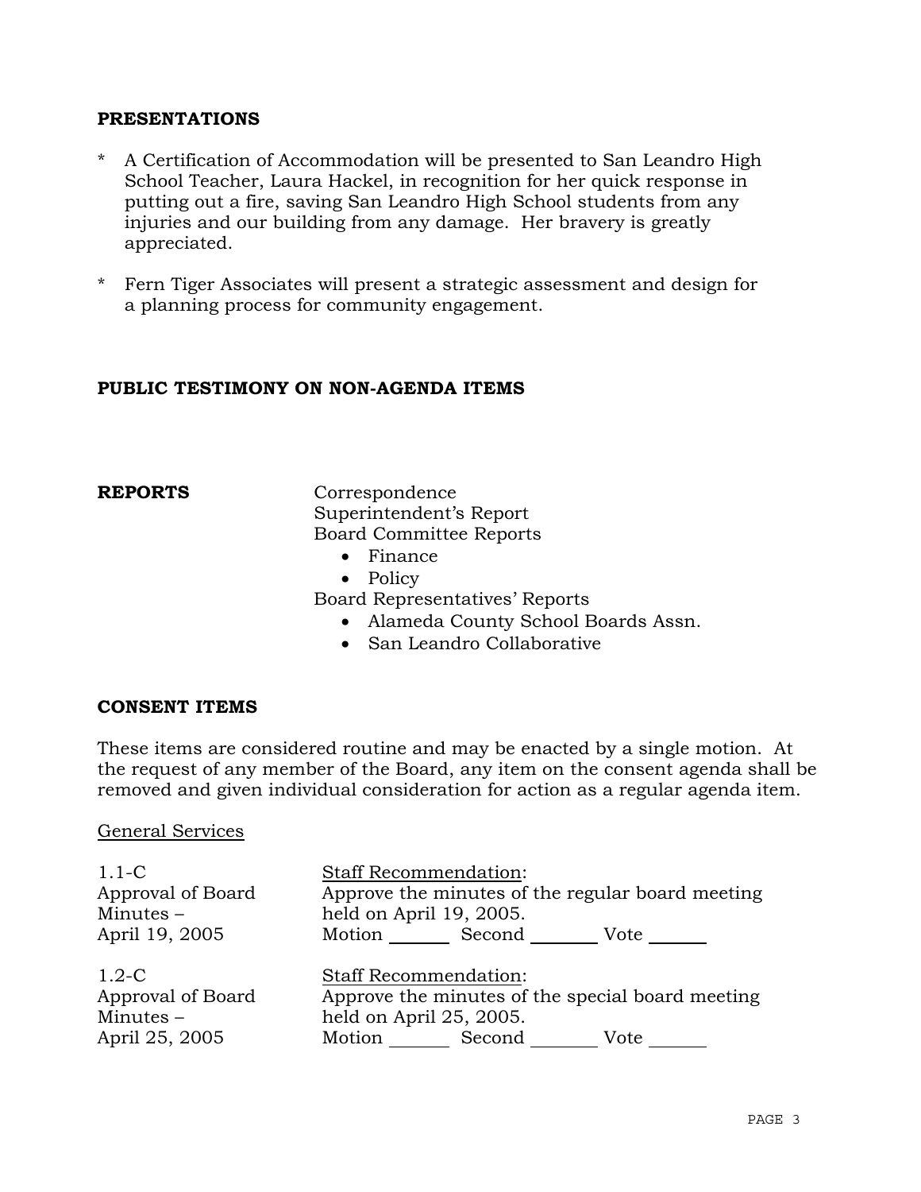## PRESENTATIONS

- A Certification of Accommodation will be presented to San Leandro High School Teacher, Laura Hackel, in recognition for her quick response in putting out a fire, saving San Leandro High School students from any injuries and our building from any damage. Her bravery is greatly appreciated.
- Fern Tiger Associates will present a strategic assessment and design for a planning process for community engagement.

## PUBLIC TESTIMONY ON NON-AGENDA ITEMS

## REPORTS

Correspondence
Superintendent's Report
Board Committee Reports

- Finance
- Policy

Board Representatives' Reports

- Alameda County School Boards Assn.
- San Leandro Collaborative

## CONSENT ITEMS

These items are considered routine and may be enacted by a single motion. At the request of any member of the Board, any item on the consent agenda shall be removed and given individual consideration for action as a regular agenda item.

General Services

1.1-C
Approval of Board Minutes – April 19, 2005

Staff Recommendation:
Approve the minutes of the regular board meeting held on April 19, 2005.
Motion ______ Second ______ Vote ______

1.2-C
Approval of Board Minutes – April 25, 2005

Staff Recommendation:
Approve the minutes of the special board meeting held on April 25, 2005.
Motion ______ Second ______ Vote ______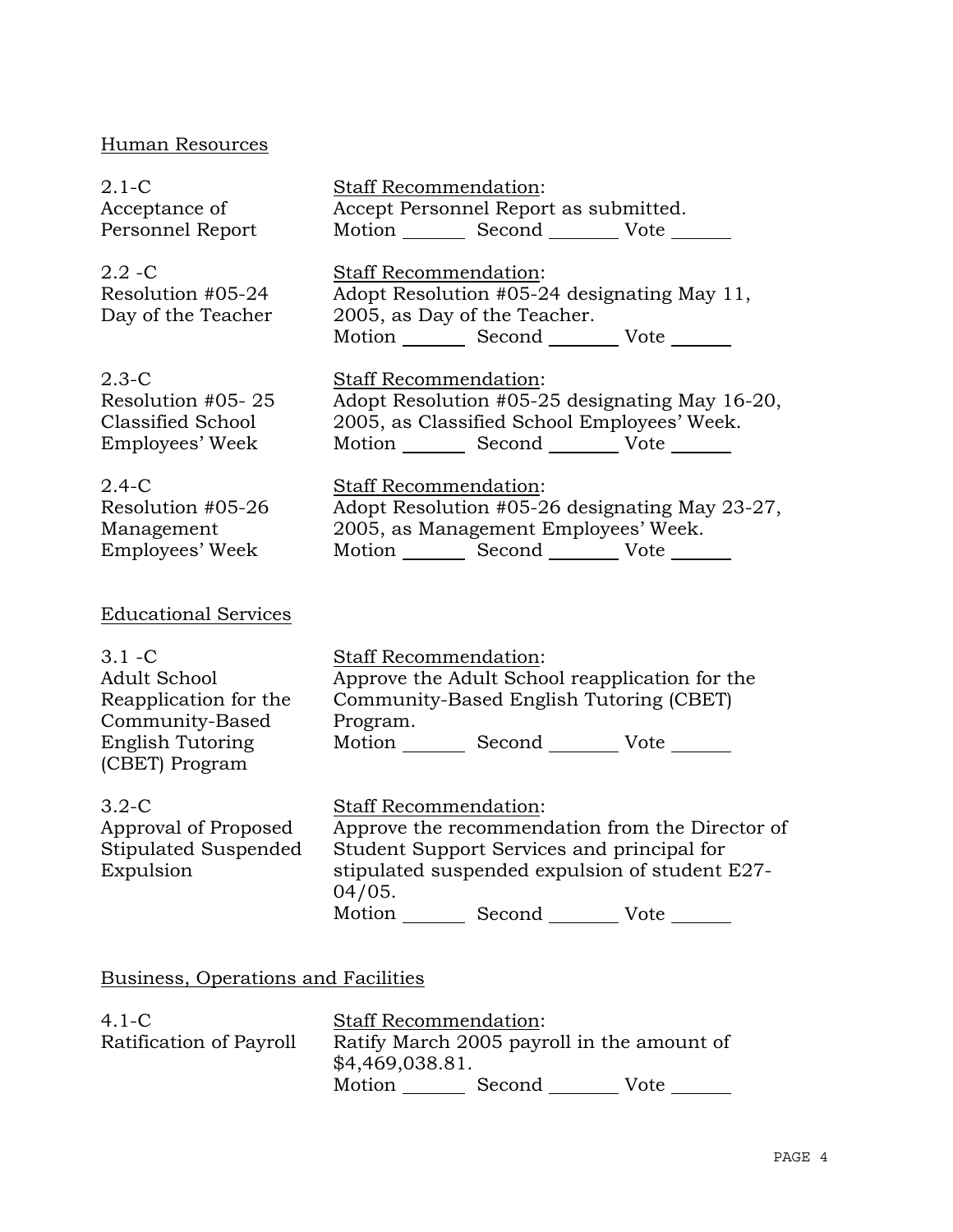## Human Resources

**2.1-C**
**Acceptance of Personnel Report**

Staff Recommendation:
Accept Personnel Report as submitted.
Motion _______ Second _______ Vote _______

**2.2 -C**
**Resolution #05-24 Day of the Teacher**

Staff Recommendation:
Adopt Resolution #05-24 designating May 11, 2005, as Day of the Teacher.
Motion _______ Second _______ Vote _______

**2.3-C**
**Resolution #05- 25 Classified School Employees' Week**

Staff Recommendation:
Adopt Resolution #05-25 designating May 16-20, 2005, as Classified School Employees' Week.
Motion _______ Second _______ Vote _______

**2.4-C**
**Resolution #05-26 Management Employees' Week**

Staff Recommendation:
Adopt Resolution #05-26 designating May 23-27, 2005, as Management Employees' Week.
Motion _______ Second _______ Vote _______

## Educational Services

**3.1 -C**
**Adult School Reapplication for the Community-Based English Tutoring (CBET) Program**

Staff Recommendation:
Approve the Adult School reapplication for the Community-Based English Tutoring (CBET) Program.
Motion _______ Second _______ Vote _______

**3.2-C**
**Approval of Proposed Stipulated Suspended Expulsion**

Staff Recommendation:
Approve the recommendation from the Director of Student Support Services and principal for stipulated suspended expulsion of student E27-04/05.
Motion _______ Second _______ Vote _______

## Business, Operations and Facilities

**4.1-C**
**Ratification of Payroll**

Staff Recommendation:
Ratify March 2005 payroll in the amount of $4,469,038.81.
Motion _______ Second _______ Vote _______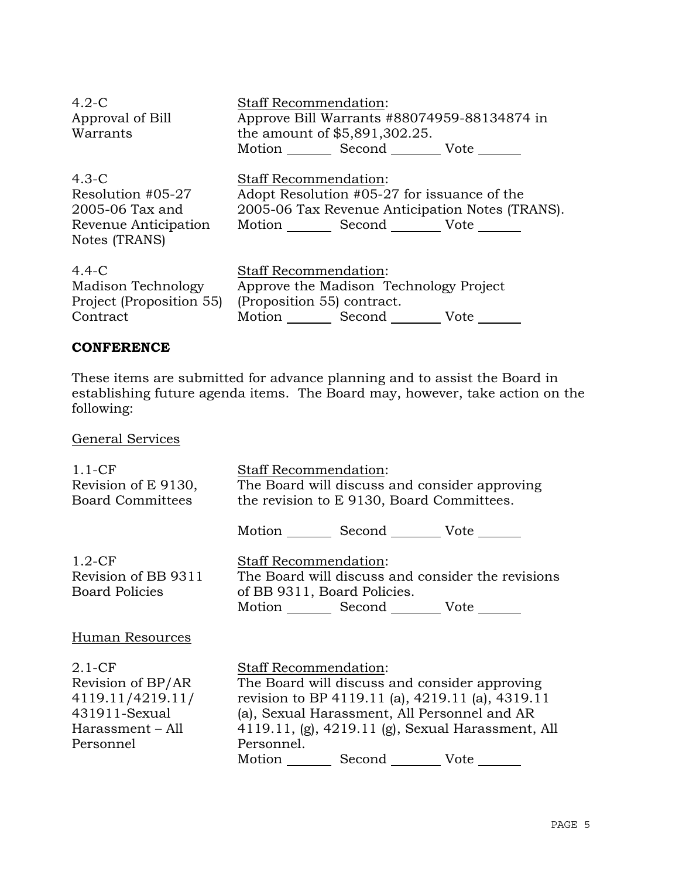| | |
|---|---|
| 4.2-C<br>Approval of Bill Warrants | Staff Recommendation:<br>Approve Bill Warrants #88074959-88134874 in the amount of $5,891,302.25.<br>Motion _______ Second _______ Vote _______ |
| 4.3-C<br>Resolution #05-27<br>2005-06 Tax and Revenue Anticipation Notes (TRANS) | Staff Recommendation:<br>Adopt Resolution #05-27 for issuance of the 2005-06 Tax Revenue Anticipation Notes (TRANS).<br>Motion _______ Second _______ Vote _______ |
| 4.4-C<br>Madison Technology Project (Proposition 55) Contract | Staff Recommendation:<br>Approve the Madison Technology Project (Proposition 55) contract.<br>Motion _______ Second _______ Vote _______ |

**CONFERENCE**

These items are submitted for advance planning and to assist the Board in establishing future agenda items. The Board may, however, take action on the following:

General Services

| | |
|---|---|
| 1.1-CF<br>Revision of E 9130, Board Committees | Staff Recommendation:<br>The Board will discuss and consider approving the revision to E 9130, Board Committees.<br><br>Motion _______ Second _______ Vote _______ |
| 1.2-CF<br>Revision of BB 9311 Board Policies | Staff Recommendation:<br>The Board will discuss and consider the revisions of BB 9311, Board Policies.<br>Motion _______ Second _______ Vote _______ |

Human Resources

| | |
|---|---|
| 2.1-CF<br>Revision of BP/AR 4119.11/4219.11/ 431911-Sexual Harassment – All Personnel | Staff Recommendation:<br>The Board will discuss and consider approving revision to BP 4119.11 (a), 4219.11 (a), 4319.11 (a), Sexual Harassment, All Personnel and AR 4119.11, (g), 4219.11 (g), Sexual Harassment, All Personnel.<br>Motion _______ Second _______ Vote _______ |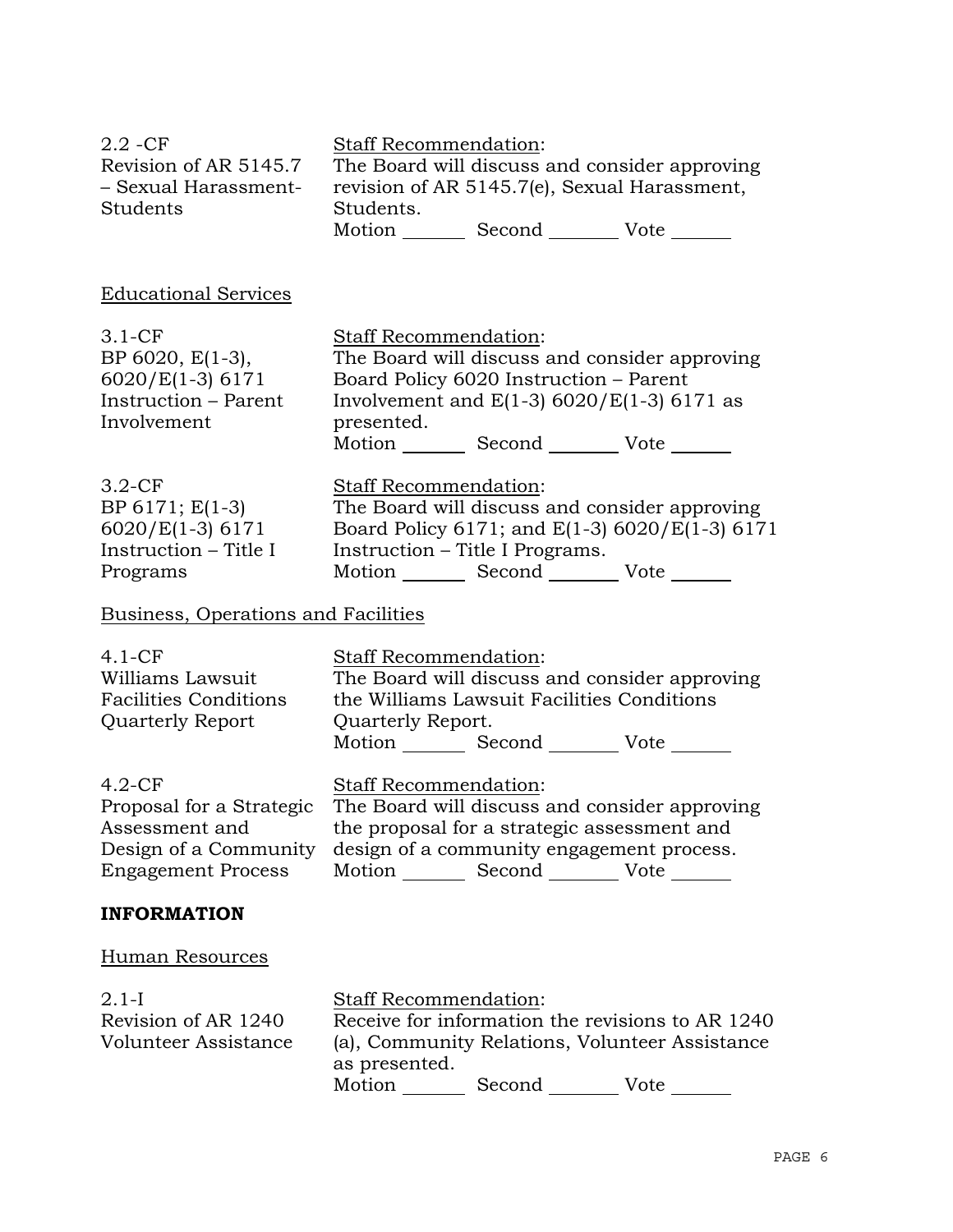| | |
|---|---|
| 2.2 -CF<br>Revision of AR 5145.7 – Sexual Harassment-Students | Staff Recommendation:<br>The Board will discuss and consider approving revision of AR 5145.7(e), Sexual Harassment, Students.<br>Motion _______ Second _______ Vote _______ |

Educational Services

| | |
|---|---|
| 3.1-CF<br>BP 6020, E(1-3), 6020/E(1-3) 6171<br>Instruction – Parent Involvement | Staff Recommendation:<br>The Board will discuss and consider approving Board Policy 6020 Instruction – Parent Involvement and E(1-3) 6020/E(1-3) 6171 as presented.<br>Motion _______ Second _______ Vote _______ |
| 3.2-CF<br>BP 6171; E(1-3) 6020/E(1-3) 6171<br>Instruction – Title I Programs | Staff Recommendation:<br>The Board will discuss and consider approving Board Policy 6171; and E(1-3) 6020/E(1-3) 6171 Instruction – Title I Programs.<br>Motion _______ Second _______ Vote _______ |

Business, Operations and Facilities

| | |
|---|---|
| 4.1-CF<br>Williams Lawsuit Facilities Conditions Quarterly Report | Staff Recommendation:<br>The Board will discuss and consider approving the Williams Lawsuit Facilities Conditions Quarterly Report.<br>Motion _______ Second _______ Vote _______ |
| 4.2-CF<br>Proposal for a Strategic Assessment and Design of a Community Engagement Process | Staff Recommendation:<br>The Board will discuss and consider approving the proposal for a strategic assessment and design of a community engagement process.<br>Motion _______ Second _______ Vote _______ |

**INFORMATION**

Human Resources

| | |
|---|---|
| 2.1-I<br>Revision of AR 1240 Volunteer Assistance | Staff Recommendation:<br>Receive for information the revisions to AR 1240 (a), Community Relations, Volunteer Assistance as presented.<br>Motion _______ Second _______ Vote _______ |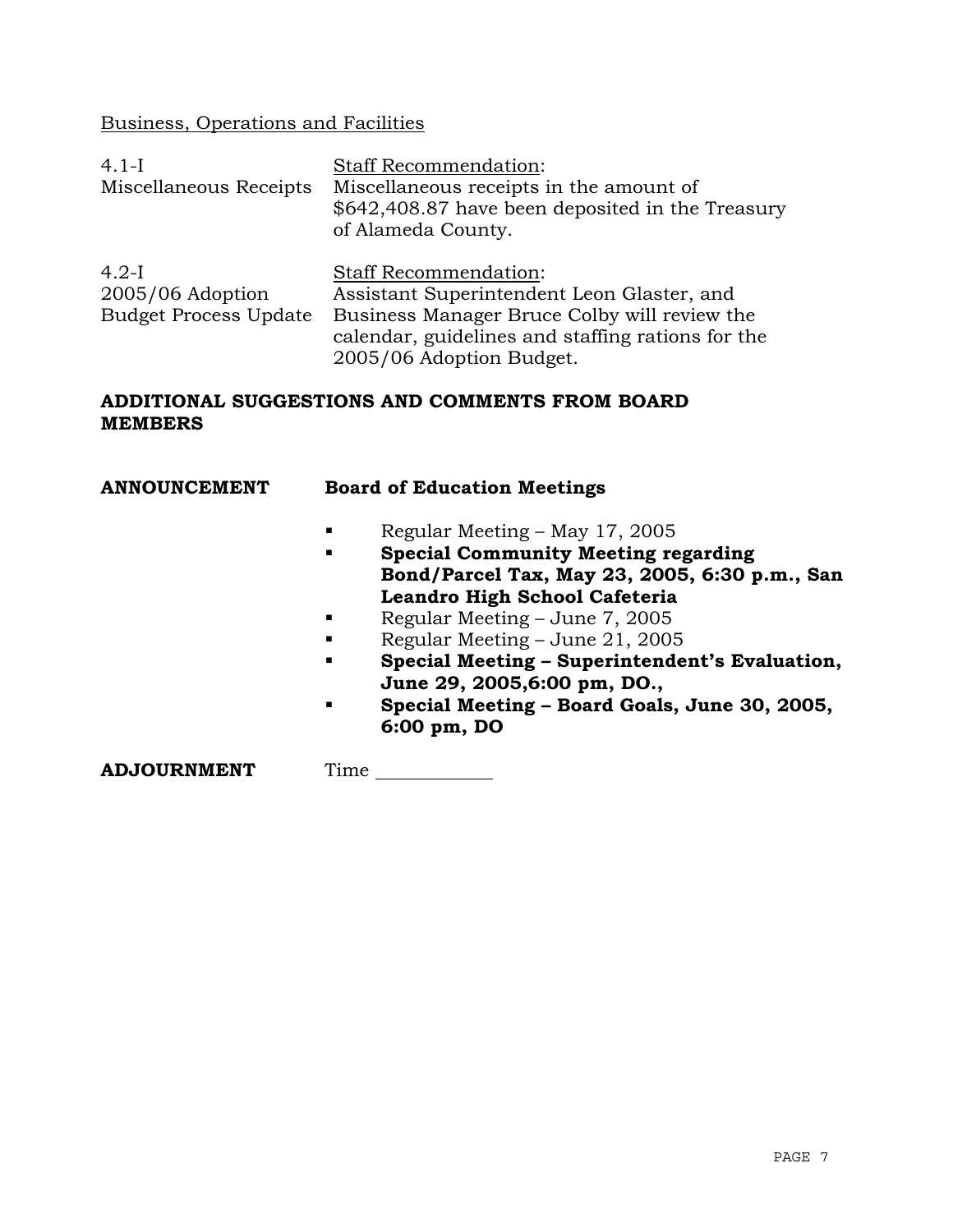Business, Operations and Facilities

| | |
|---|---|
| 4.1-I<br>Miscellaneous Receipts | Staff Recommendation:<br>Miscellaneous receipts in the amount of $642,408.87 have been deposited in the Treasury of Alameda County. |
| 4.2-I<br>2005/06 Adoption Budget Process Update | Staff Recommendation:<br>Assistant Superintendent Leon Glaster, and Business Manager Bruce Colby will review the calendar, guidelines and staffing rations for the 2005/06 Adoption Budget. |

**ADDITIONAL SUGGESTIONS AND COMMENTS FROM BOARD MEMBERS**

**ANNOUNCEMENT** **Board of Education Meetings**

- Regular Meeting – May 17, 2005
- **Special Community Meeting regarding Bond/Parcel Tax, May 23, 2005, 6:30 p.m., San Leandro High School Cafeteria**
- Regular Meeting – June 7, 2005
- Regular Meeting – June 21, 2005
- **Special Meeting – Superintendent's Evaluation, June 29, 2005,6:00 pm, DO.,**
- **Special Meeting – Board Goals, June 30, 2005, 6:00 pm, DO**

**ADJOURNMENT** Time ____________